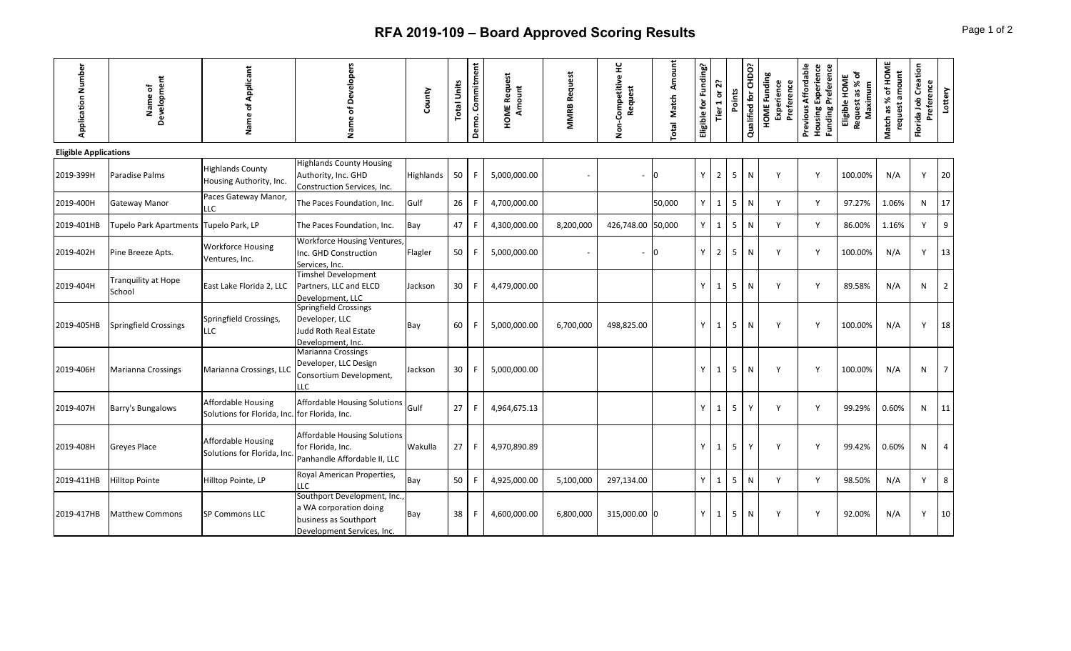# RFA 2019-109 – Board Approved Scoring Results

| Application Number | Name of Development | Name of Applicant | Name of Developers | County | Total Units | Demo. Commitment | HOME Request Amount | MMRB Request | Non-Competitive HC Request | Total Match Amount | Eligible for Funding? | Tier 1 or 2? | Points | Qualified for CHDO? | HOME Funding Experience Preference | Previous Affordable Housing Experience Funding Preference | Eligible HOME Request as % of Maximum | Match as % of HOME request amount | Florida Job Creation Preference | Lottery |
|---|---|---|---|---|---|---|---|---|---|---|---|---|---|---|---|---|---|---|---|---|
| **Eligible Applications** | | | | | | | | | | | | | | | | | | | | |
| 2019-399H | Paradise Palms | Highlands County Housing Authority, Inc. | Highlands County Housing Authority, Inc. GHD Construction Services, Inc. | Highlands | 50 | F | 5,000,000.00 | - | - | 0 | Y | 2 | 5 | N | Y | Y | 100.00% | N/A | Y | 20 |
| 2019-400H | Gateway Manor | Paces Gateway Manor, LLC | The Paces Foundation, Inc. | Gulf | 26 | F | 4,700,000.00 | | | 50,000 | Y | 1 | 5 | N | Y | Y | 97.27% | 1.06% | N | 17 |
| 2019-401HB | Tupelo Park Apartments | Tupelo Park, LP | The Paces Foundation, Inc. | Bay | 47 | F | 4,300,000.00 | 8,200,000 | 426,748.00 | 50,000 | Y | 1 | 5 | N | Y | Y | 86.00% | 1.16% | Y | 9 |
| 2019-402H | Pine Breeze Apts. | Workforce Housing Ventures, Inc. | Workforce Housing Ventures, Inc. GHD Construction Services, Inc. | Flagler | 50 | F | 5,000,000.00 | - | - | 0 | Y | 2 | 5 | N | Y | Y | 100.00% | N/A | Y | 13 |
| 2019-404H | Tranquility at Hope School | East Lake Florida 2, LLC | Timshel Development Partners, LLC and ELCD Development, LLC | Jackson | 30 | F | 4,479,000.00 | | | | Y | 1 | 5 | N | Y | Y | 89.58% | N/A | N | 2 |
| 2019-405HB | Springfield Crossings | Springfield Crossings, LLC | Springfield Crossings Developer, LLC Judd Roth Real Estate Development, Inc. | Bay | 60 | F | 5,000,000.00 | 6,700,000 | 498,825.00 | | Y | 1 | 5 | N | Y | Y | 100.00% | N/A | Y | 18 |
| 2019-406H | Marianna Crossings | Marianna Crossings, LLC | Marianna Crossings Developer, LLC Design Consortium Development, LLC | Jackson | 30 | F | 5,000,000.00 | | | | Y | 1 | 5 | N | Y | Y | 100.00% | N/A | N | 7 |
| 2019-407H | Barry's Bungalows | Affordable Housing Solutions for Florida, Inc. | Affordable Housing Solutions for Florida, Inc. | Gulf | 27 | F | 4,964,675.13 | | | | Y | 1 | 5 | Y | Y | Y | 99.29% | 0.60% | N | 11 |
| 2019-408H | Greyes Place | Affordable Housing Solutions for Florida, Inc. | Affordable Housing Solutions for Florida, Inc. Panhandle Affordable II, LLC | Wakulla | 27 | F | 4,970,890.89 | | | | Y | 1 | 5 | Y | Y | Y | 99.42% | 0.60% | N | 4 |
| 2019-411HB | Hilltop Pointe | Hilltop Pointe, LP | Royal American Properties, LLC | Bay | 50 | F | 4,925,000.00 | 5,100,000 | 297,134.00 | | Y | 1 | 5 | N | Y | Y | 98.50% | N/A | Y | 8 |
| 2019-417HB | Matthew Commons | SP Commons LLC | Southport Development, Inc., a WA corporation doing business as Southport Development Services, Inc. | Bay | 38 | F | 4,600,000.00 | 6,800,000 | 315,000.00 | 0 | Y | 1 | 5 | N | Y | Y | 92.00% | N/A | Y | 10 |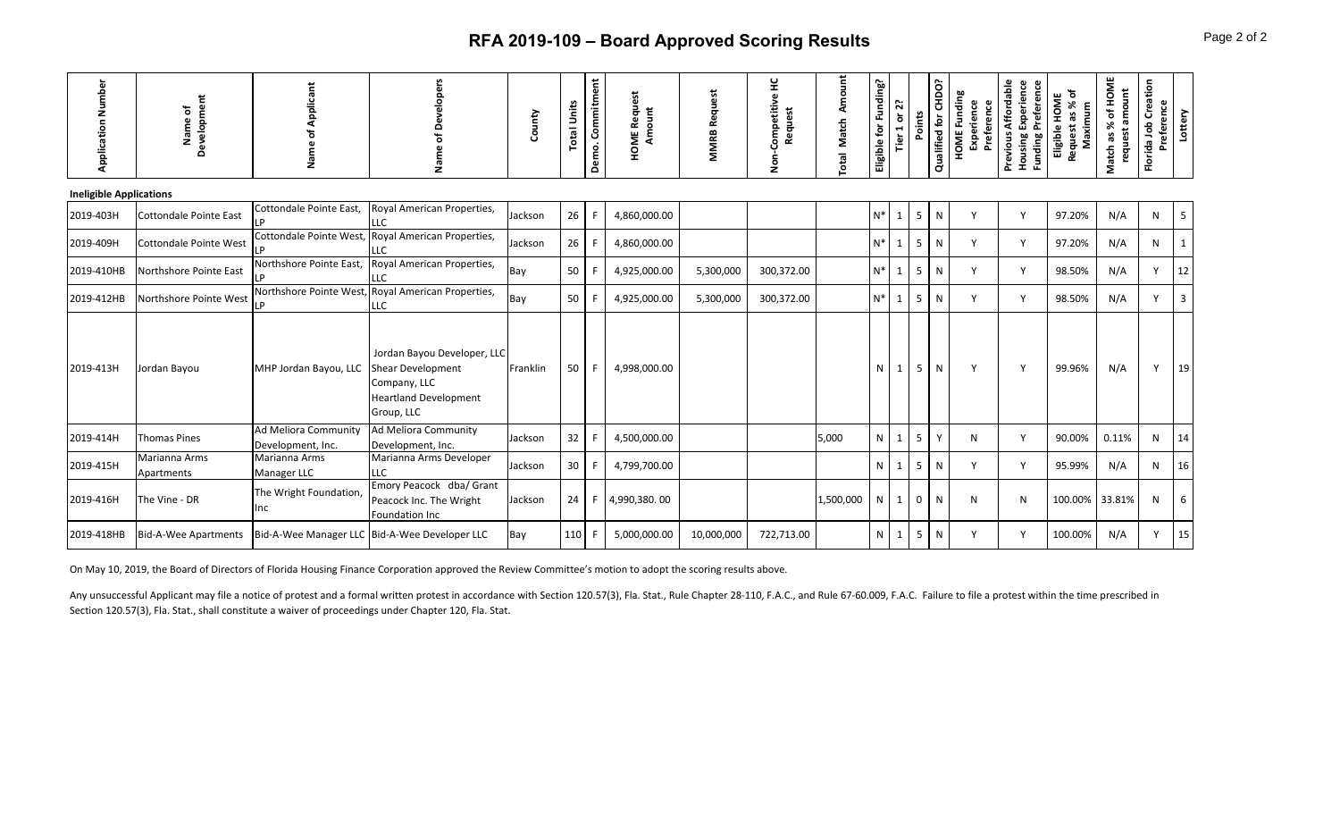# RFA 2019-109 – Board Approved Scoring Results

| Application Number | Name of Development | Name of Applicant | Name of Developers | County | Total Units | Demo. Commitment | HOME Request Amount | MMRB Request | Non-Competitive HC Request | Total Match Amount | Eligible for Funding? | Tier 1 or 2? | Points | Qualified for CHDO? | HOME Funding Experience Preference | Previous Affordable Housing Experience Funding Preference | Eligible HOME Request as % of Maximum | Match as % of HOME request amount | Florida Job Creation Preference | Lottery |
|---|---|---|---|---|---|---|---|---|---|---|---|---|---|---|---|---|---|---|---|---|
| **Ineligible Applications** | | | | | | | | | | | | | | | | | | | | |
| 2019-403H | Cottondale Pointe East | Cottondale Pointe East, LP | Royal American Properties, LLC | Jackson | 26 | F | 4,860,000.00 | | | | N* | 1 | 5 | N | Y | Y | 97.20% | N/A | N | 5 |
| 2019-409H | Cottondale Pointe West | Cottondale Pointe West, LP | Royal American Properties, LLC | Jackson | 26 | F | 4,860,000.00 | | | | N* | 1 | 5 | N | Y | Y | 97.20% | N/A | N | 1 |
| 2019-410HB | Northshore Pointe East | Northshore Pointe East, LP | Royal American Properties, LLC | Bay | 50 | F | 4,925,000.00 | 5,300,000 | 300,372.00 | | N* | 1 | 5 | N | Y | Y | 98.50% | N/A | Y | 12 |
| 2019-412HB | Northshore Pointe West | Northshore Pointe West, LP | Royal American Properties, LLC | Bay | 50 | F | 4,925,000.00 | 5,300,000 | 300,372.00 | | N* | 1 | 5 | N | Y | Y | 98.50% | N/A | Y | 3 |
| 2019-413H | Jordan Bayou | MHP Jordan Bayou, LLC | Jordan Bayou Developer, LLC Shear Development Company, LLC Heartland Development Group, LLC | Franklin | 50 | F | 4,998,000.00 | | | | N | 1 | 5 | N | Y | Y | 99.96% | N/A | Y | 19 |
| 2019-414H | Thomas Pines | Ad Meliora Community Development, Inc. | Ad Meliora Community Development, Inc. | Jackson | 32 | F | 4,500,000.00 | | | 5,000 | N | 1 | 5 | Y | N | Y | 90.00% | 0.11% | N | 14 |
| 2019-415H | Marianna Arms Apartments | Marianna Arms Manager LLC | Marianna Arms Developer LLC | Jackson | 30 | F | 4,799,700.00 | | | | N | 1 | 5 | N | Y | Y | 95.99% | N/A | N | 16 |
| 2019-416H | The Vine - DR | The Wright Foundation, Inc | Emory Peacock dba/ Grant Peacock Inc. The Wright Foundation Inc | Jackson | 24 | F | 4,990,380. 00 | | | 1,500,000 | N | 1 | 0 | N | N | N | 100.00% | 33.81% | N | 6 |
| 2019-418HB | Bid-A-Wee Apartments | Bid-A-Wee Manager LLC | Bid-A-Wee Developer LLC | Bay | 110 | F | 5,000,000.00 | 10,000,000 | 722,713.00 | | N | 1 | 5 | N | Y | Y | 100.00% | N/A | Y | 15 |

On May 10, 2019, the Board of Directors of Florida Housing Finance Corporation approved the Review Committee's motion to adopt the scoring results above.

Any unsuccessful Applicant may file a notice of protest and a formal written protest in accordance with Section 120.57(3), Fla. Stat., Rule Chapter 28-110, F.A.C., and Rule 67-60.009, F.A.C. Failure to file a protest within the time prescribed in Section 120.57(3), Fla. Stat., shall constitute a waiver of proceedings under Chapter 120, Fla. Stat.